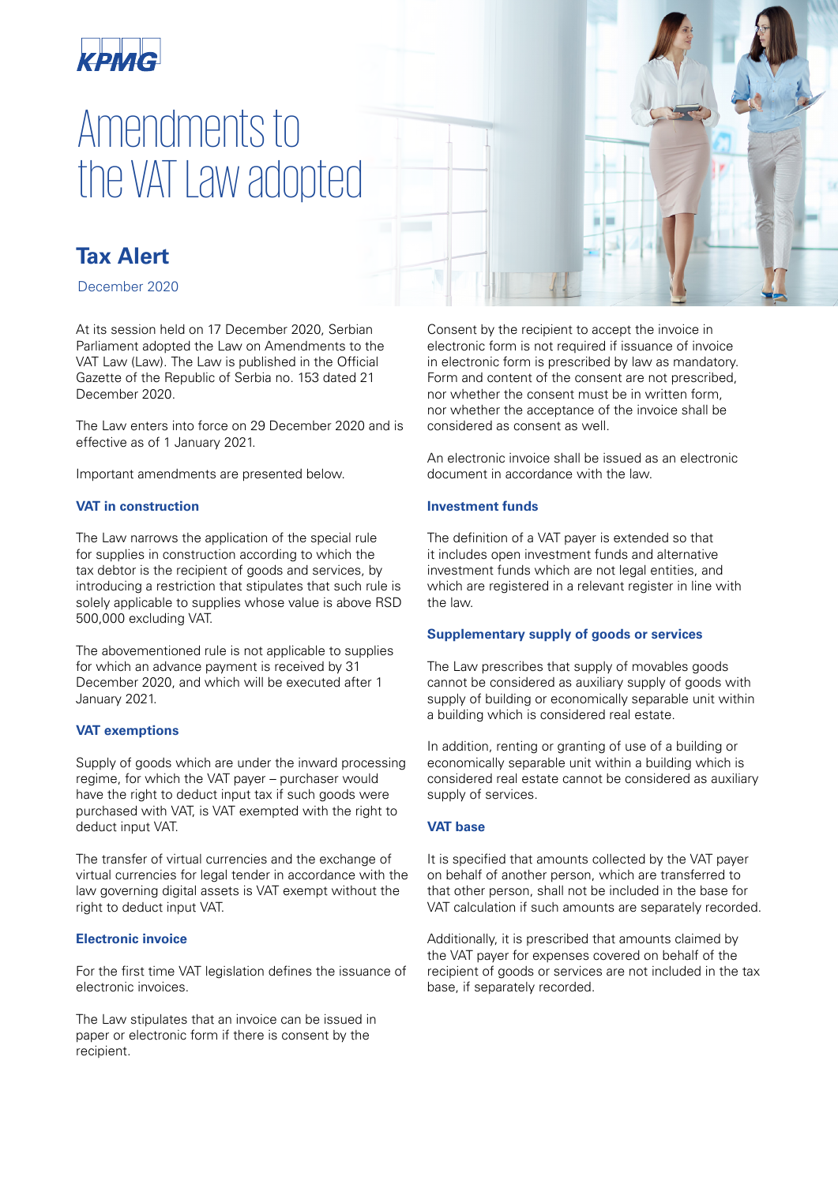KPMG

# Amendments to the VAT Law adopted

## Tax Alert

December 2020

At its session held on 17 December 2020, Serbian Parliament adopted the Law on Amendments to the VAT Law (Law). The Law is published in the Official Gazette of the Republic of Serbia no. 153 dated 21 December 2020.

The Law enters into force on 29 December 2020 and is effective as of 1 January 2021.

Important amendments are presented below.

### VAT in construction

The Law narrows the application of the special rule for supplies in construction according to which the tax debtor is the recipient of goods and services, by introducing a restriction that stipulates that such rule is solely applicable to supplies whose value is above RSD 500,000 excluding VAT.

The abovementioned rule is not applicable to supplies for which an advance payment is received by 31 December 2020, and which will be executed after 1 January 2021.

### VAT exemptions

Supply of goods which are under the inward processing regime, for which the VAT payer – purchaser would have the right to deduct input tax if such goods were purchased with VAT, is VAT exempted with the right to deduct input VAT.

The transfer of virtual currencies and the exchange of virtual currencies for legal tender in accordance with the law governing digital assets is VAT exempt without the right to deduct input VAT.

### Electronic invoice

For the first time VAT legislation defines the issuance of electronic invoices.

The Law stipulates that an invoice can be issued in paper or electronic form if there is consent by the recipient.

Consent by the recipient to accept the invoice in electronic form is not required if issuance of invoice in electronic form is prescribed by law as mandatory. Form and content of the consent are not prescribed, nor whether the consent must be in written form, nor whether the acceptance of the invoice shall be considered as consent as well.

An electronic invoice shall be issued as an electronic document in accordance with the law.

### Investment funds

The definition of a VAT payer is extended so that it includes open investment funds and alternative investment funds which are not legal entities, and which are registered in a relevant register in line with the law.

### Supplementary supply of goods or services

The Law prescribes that supply of movables goods cannot be considered as auxiliary supply of goods with supply of building or economically separable unit within a building which is considered real estate.

In addition, renting or granting of use of a building or economically separable unit within a building which is considered real estate cannot be considered as auxiliary supply of services.

### VAT base

It is specified that amounts collected by the VAT payer on behalf of another person, which are transferred to that other person, shall not be included in the base for VAT calculation if such amounts are separately recorded.

Additionally, it is prescribed that amounts claimed by the VAT payer for expenses covered on behalf of the recipient of goods or services are not included in the tax base, if separately recorded.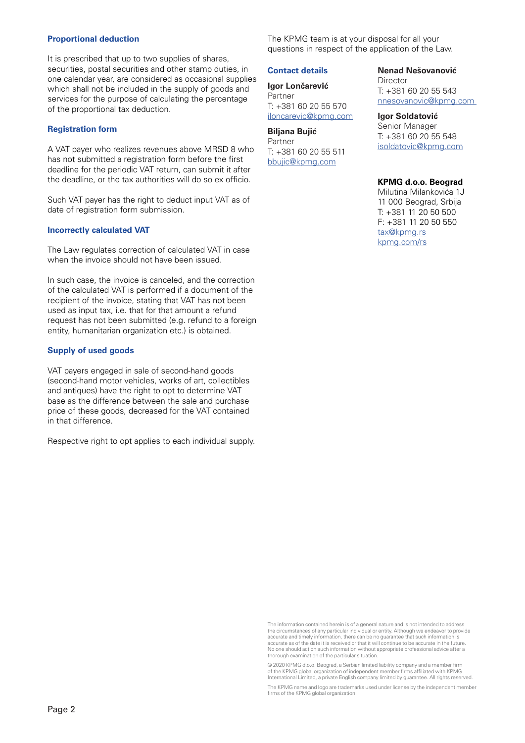### Proportional deduction

It is prescribed that up to two supplies of shares, securities, postal securities and other stamp duties, in one calendar year, are considered as occasional supplies which shall not be included in the supply of goods and services for the purpose of calculating the percentage of the proportional tax deduction.

### Registration form

A VAT payer who realizes revenues above MRSD 8 who has not submitted a registration form before the first deadline for the periodic VAT return, can submit it after the deadline, or the tax authorities will do so ex officio.

Such VAT payer has the right to deduct input VAT as of date of registration form submission.

### Incorrectly calculated VAT

The Law regulates correction of calculated VAT in case when the invoice should not have been issued.

In such case, the invoice is canceled, and the correction of the calculated VAT is performed if a document of the recipient of the invoice, stating that VAT has not been used as input tax, i.e. that for that amount a refund request has not been submitted (e.g. refund to a foreign entity, humanitarian organization etc.) is obtained.

### Supply of used goods

VAT payers engaged in sale of second-hand goods (second-hand motor vehicles, works of art, collectibles and antiques) have the right to opt to determine VAT base as the difference between the sale and purchase price of these goods, decreased for the VAT contained in that difference.

Respective right to opt applies to each individual supply.

The KPMG team is at your disposal for all your questions in respect of the application of the Law.

### Contact details

**Igor Lončarević**
Partner
T: +381 60 20 55 570
iloncarevic@kpmg.com

**Biljana Bujić**
Partner
T: +381 60 20 55 511
bbujic@kpmg.com

**Nenad Nešovanović**
Director
T: +381 60 20 55 543
nnesovanovic@kpmg.com

**Igor Soldatović**
Senior Manager
T: +381 60 20 55 548
isoldatovic@kpmg.com

**KPMG d.o.o. Beograd**
Milutina Milankovića 1J
11 000 Beograd, Srbija
T: +381 11 20 50 500
F: +381 11 20 50 550
tax@kpmg.rs
kpmg.com/rs

The information contained herein is of a general nature and is not intended to address the circumstances of any particular individual or entity. Although we endeavor to provide accurate and timely information, there can be no guarantee that such information is accurate as of the date it is received or that it will continue to be accurate in the future. No one should act on such information without appropriate professional advice after a thorough examination of the particular situation.

© 2020 KPMG d.o.o. Beograd, a Serbian limited liability company and a member firm of the KPMG global organization of independent member firms affiliated with KPMG International Limited, a private English company limited by guarantee. All rights reserved.

The KPMG name and logo are trademarks used under license by the independent member firms of the KPMG global organization.